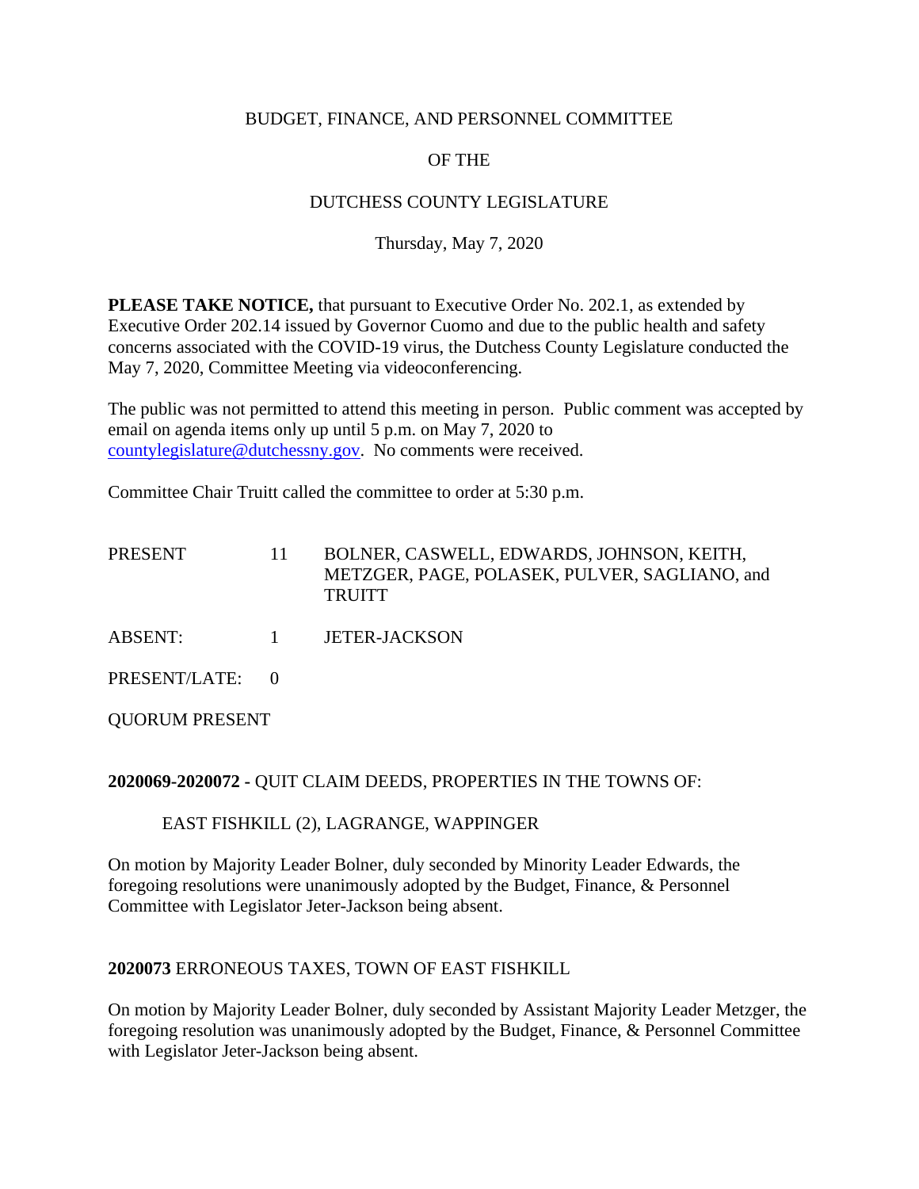BUDGET, FINANCE, AND PERSONNEL COMMITTEE

OF THE

DUTCHESS COUNTY LEGISLATURE

Thursday, May 7, 2020

**PLEASE TAKE NOTICE,** that pursuant to Executive Order No. 202.1, as extended by Executive Order 202.14 issued by Governor Cuomo and due to the public health and safety concerns associated with the COVID-19 virus, the Dutchess County Legislature conducted the May 7, 2020, Committee Meeting via videoconferencing.

The public was not permitted to attend this meeting in person. Public comment was accepted by email on agenda items only up until 5 p.m. on May 7, 2020 to countylegislature@dutchessny.gov. No comments were received.

Committee Chair Truitt called the committee to order at 5:30 p.m.

| | | |
|---|---|---|
| PRESENT | 11 | BOLNER, CASWELL, EDWARDS, JOHNSON, KEITH, METZGER, PAGE, POLASEK, PULVER, SAGLIANO, and TRUITT |
| ABSENT: | 1 | JETER-JACKSON |
| PRESENT/LATE: | 0 | |

QUORUM PRESENT

**2020069-2020072 -** QUIT CLAIM DEEDS, PROPERTIES IN THE TOWNS OF:

EAST FISHKILL (2), LAGRANGE, WAPPINGER

On motion by Majority Leader Bolner, duly seconded by Minority Leader Edwards, the foregoing resolutions were unanimously adopted by the Budget, Finance, & Personnel Committee with Legislator Jeter-Jackson being absent.

**2020073** ERRONEOUS TAXES, TOWN OF EAST FISHKILL

On motion by Majority Leader Bolner, duly seconded by Assistant Majority Leader Metzger, the foregoing resolution was unanimously adopted by the Budget, Finance, & Personnel Committee with Legislator Jeter-Jackson being absent.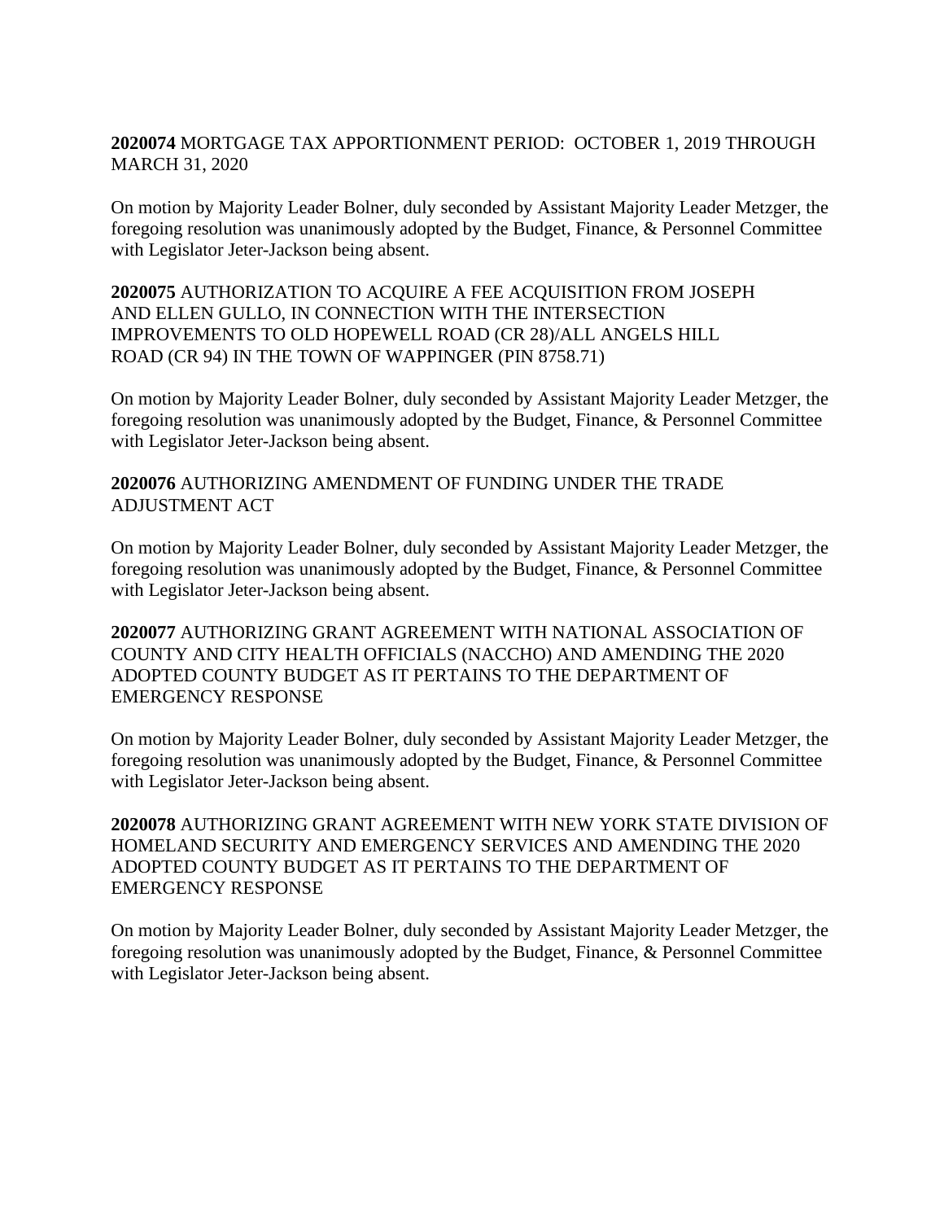**2020074** MORTGAGE TAX APPORTIONMENT PERIOD: OCTOBER 1, 2019 THROUGH MARCH 31, 2020

On motion by Majority Leader Bolner, duly seconded by Assistant Majority Leader Metzger, the foregoing resolution was unanimously adopted by the Budget, Finance, & Personnel Committee with Legislator Jeter-Jackson being absent.

**2020075** AUTHORIZATION TO ACQUIRE A FEE ACQUISITION FROM JOSEPH AND ELLEN GULLO, IN CONNECTION WITH THE INTERSECTION IMPROVEMENTS TO OLD HOPEWELL ROAD (CR 28)/ALL ANGELS HILL ROAD (CR 94) IN THE TOWN OF WAPPINGER (PIN 8758.71)

On motion by Majority Leader Bolner, duly seconded by Assistant Majority Leader Metzger, the foregoing resolution was unanimously adopted by the Budget, Finance, & Personnel Committee with Legislator Jeter-Jackson being absent.

**2020076** AUTHORIZING AMENDMENT OF FUNDING UNDER THE TRADE ADJUSTMENT ACT

On motion by Majority Leader Bolner, duly seconded by Assistant Majority Leader Metzger, the foregoing resolution was unanimously adopted by the Budget, Finance, & Personnel Committee with Legislator Jeter-Jackson being absent.

**2020077** AUTHORIZING GRANT AGREEMENT WITH NATIONAL ASSOCIATION OF COUNTY AND CITY HEALTH OFFICIALS (NACCHO) AND AMENDING THE 2020 ADOPTED COUNTY BUDGET AS IT PERTAINS TO THE DEPARTMENT OF EMERGENCY RESPONSE

On motion by Majority Leader Bolner, duly seconded by Assistant Majority Leader Metzger, the foregoing resolution was unanimously adopted by the Budget, Finance, & Personnel Committee with Legislator Jeter-Jackson being absent.

**2020078** AUTHORIZING GRANT AGREEMENT WITH NEW YORK STATE DIVISION OF HOMELAND SECURITY AND EMERGENCY SERVICES AND AMENDING THE 2020 ADOPTED COUNTY BUDGET AS IT PERTAINS TO THE DEPARTMENT OF EMERGENCY RESPONSE

On motion by Majority Leader Bolner, duly seconded by Assistant Majority Leader Metzger, the foregoing resolution was unanimously adopted by the Budget, Finance, & Personnel Committee with Legislator Jeter-Jackson being absent.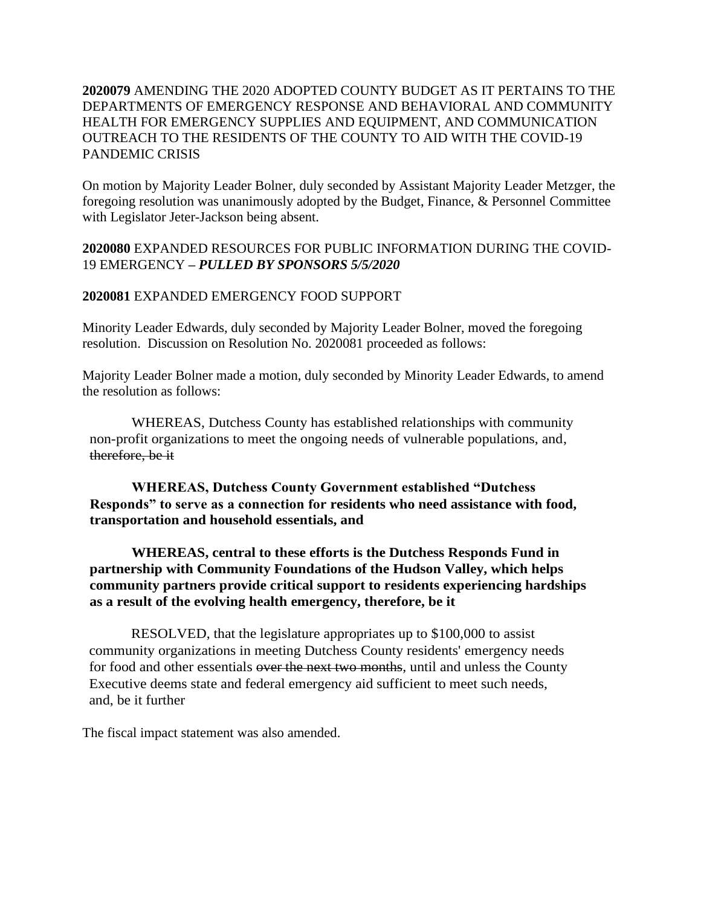**2020079** AMENDING THE 2020 ADOPTED COUNTY BUDGET AS IT PERTAINS TO THE DEPARTMENTS OF EMERGENCY RESPONSE AND BEHAVIORAL AND COMMUNITY HEALTH FOR EMERGENCY SUPPLIES AND EQUIPMENT, AND COMMUNICATION OUTREACH TO THE RESIDENTS OF THE COUNTY TO AID WITH THE COVID-19 PANDEMIC CRISIS

On motion by Majority Leader Bolner, duly seconded by Assistant Majority Leader Metzger, the foregoing resolution was unanimously adopted by the Budget, Finance, & Personnel Committee with Legislator Jeter-Jackson being absent.

**2020080** EXPANDED RESOURCES FOR PUBLIC INFORMATION DURING THE COVID-19 EMERGENCY – ***PULLED BY SPONSORS 5/5/2020***

**2020081** EXPANDED EMERGENCY FOOD SUPPORT

Minority Leader Edwards, duly seconded by Majority Leader Bolner, moved the foregoing resolution. Discussion on Resolution No. 2020081 proceeded as follows:

Majority Leader Bolner made a motion, duly seconded by Minority Leader Edwards, to amend the resolution as follows:

WHEREAS, Dutchess County has established relationships with community non-profit organizations to meet the ongoing needs of vulnerable populations, and, ~~therefore, be it~~

**WHEREAS, Dutchess County Government established "Dutchess Responds" to serve as a connection for residents who need assistance with food, transportation and household essentials, and**

**WHEREAS, central to these efforts is the Dutchess Responds Fund in partnership with Community Foundations of the Hudson Valley, which helps community partners provide critical support to residents experiencing hardships as a result of the evolving health emergency, therefore, be it**

RESOLVED, that the legislature appropriates up to $100,000 to assist community organizations in meeting Dutchess County residents' emergency needs for food and other essentials ~~over the next two months~~, until and unless the County Executive deems state and federal emergency aid sufficient to meet such needs, and, be it further

The fiscal impact statement was also amended.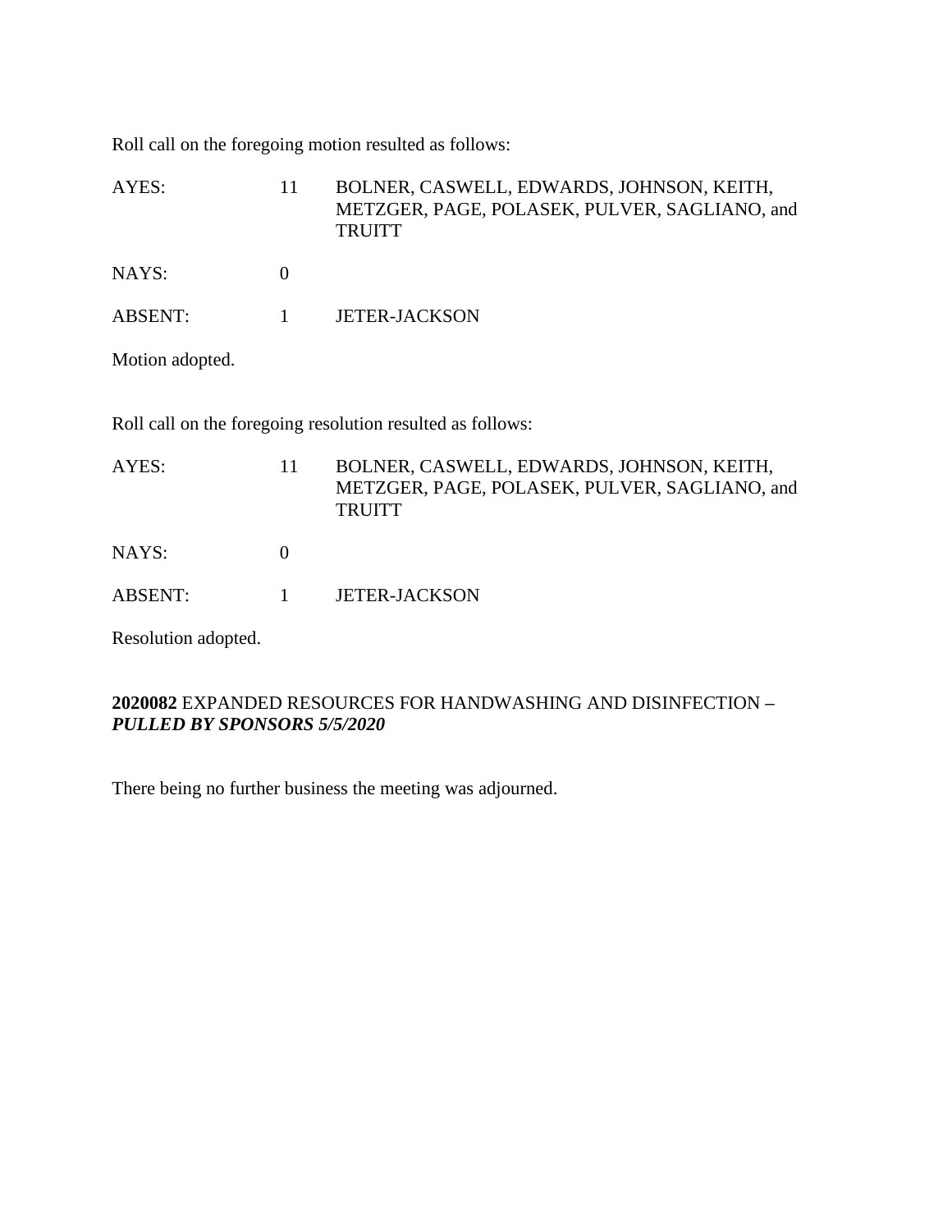Roll call on the foregoing motion resulted as follows:

| | | |
|---|---|---|
| AYES: | 11 | BOLNER, CASWELL, EDWARDS, JOHNSON, KEITH, METZGER, PAGE, POLASEK, PULVER, SAGLIANO, and TRUITT |
| NAYS: | 0 | |
| ABSENT: | 1 | JETER-JACKSON |

Motion adopted.

Roll call on the foregoing resolution resulted as follows:

| | | |
|---|---|---|
| AYES: | 11 | BOLNER, CASWELL, EDWARDS, JOHNSON, KEITH, METZGER, PAGE, POLASEK, PULVER, SAGLIANO, and TRUITT |
| NAYS: | 0 | |
| ABSENT: | 1 | JETER-JACKSON |

Resolution adopted.

**2020082** EXPANDED RESOURCES FOR HANDWASHING AND DISINFECTION – ***PULLED BY SPONSORS 5/5/2020***

There being no further business the meeting was adjourned.